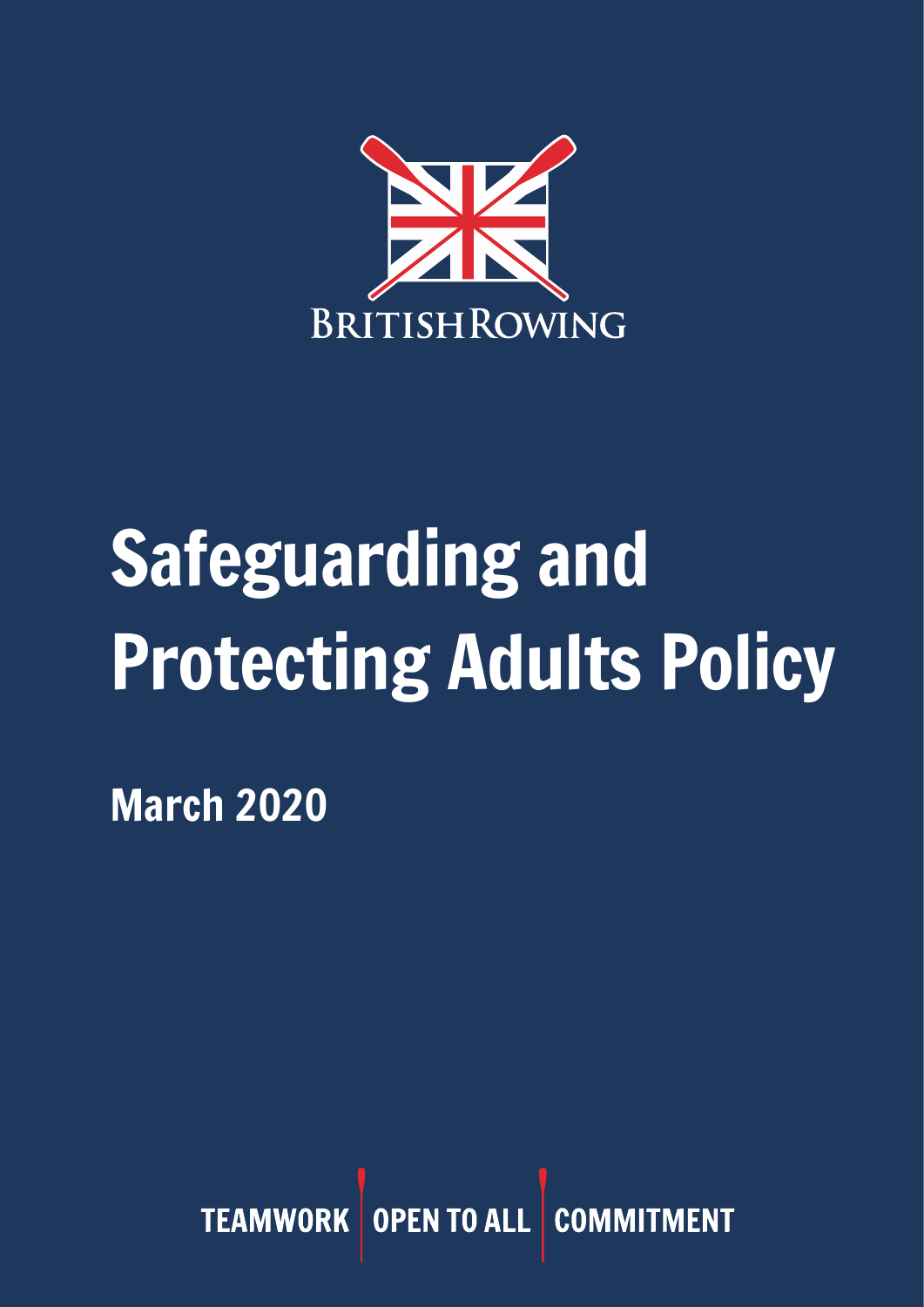BRITISH ROWING

# Safeguarding and Protecting Adults Policy

## March 2020

TEAMWORK | OPEN TO ALL | COMMITMENT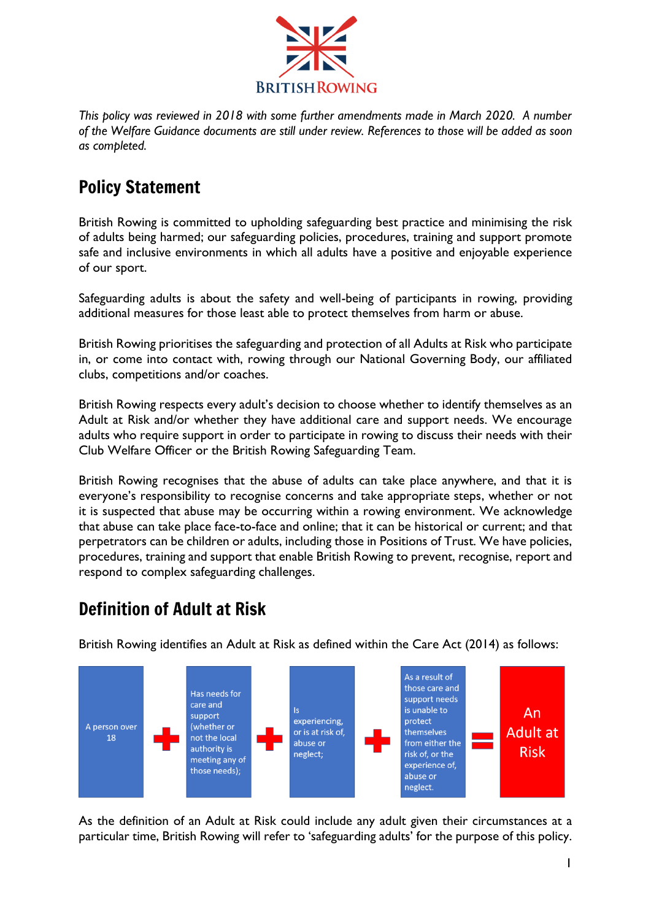*This policy was reviewed in 2018 with some further amendments made in March 2020. A number of the Welfare Guidance documents are still under review. References to those will be added as soon as completed.*

## Policy Statement

British Rowing is committed to upholding safeguarding best practice and minimising the risk of adults being harmed; our safeguarding policies, procedures, training and support promote safe and inclusive environments in which all adults have a positive and enjoyable experience of our sport.

Safeguarding adults is about the safety and well-being of participants in rowing, providing additional measures for those least able to protect themselves from harm or abuse.

British Rowing prioritises the safeguarding and protection of all Adults at Risk who participate in, or come into contact with, rowing through our National Governing Body, our affiliated clubs, competitions and/or coaches.

British Rowing respects every adult's decision to choose whether to identify themselves as an Adult at Risk and/or whether they have additional care and support needs. We encourage adults who require support in order to participate in rowing to discuss their needs with their Club Welfare Officer or the British Rowing Safeguarding Team.

British Rowing recognises that the abuse of adults can take place anywhere, and that it is everyone's responsibility to recognise concerns and take appropriate steps, whether or not it is suspected that abuse may be occurring within a rowing environment. We acknowledge that abuse can take place face-to-face and online; that it can be historical or current; and that perpetrators can be children or adults, including those in Positions of Trust. We have policies, procedures, training and support that enable British Rowing to prevent, recognise, report and respond to complex safeguarding challenges.

## Definition of Adult at Risk

British Rowing identifies an Adult at Risk as defined within the Care Act (2014) as follows:

A person over 18 + Has needs for care and support (whether or not the local authority is meeting any of those needs); + Is experiencing, or is at risk of, abuse or neglect; + As a result of those care and support needs is unable to protect themselves from either the risk of, or the experience of, abuse or neglect. = An Adult at Risk

As the definition of an Adult at Risk could include any adult given their circumstances at a particular time, British Rowing will refer to 'safeguarding adults' for the purpose of this policy.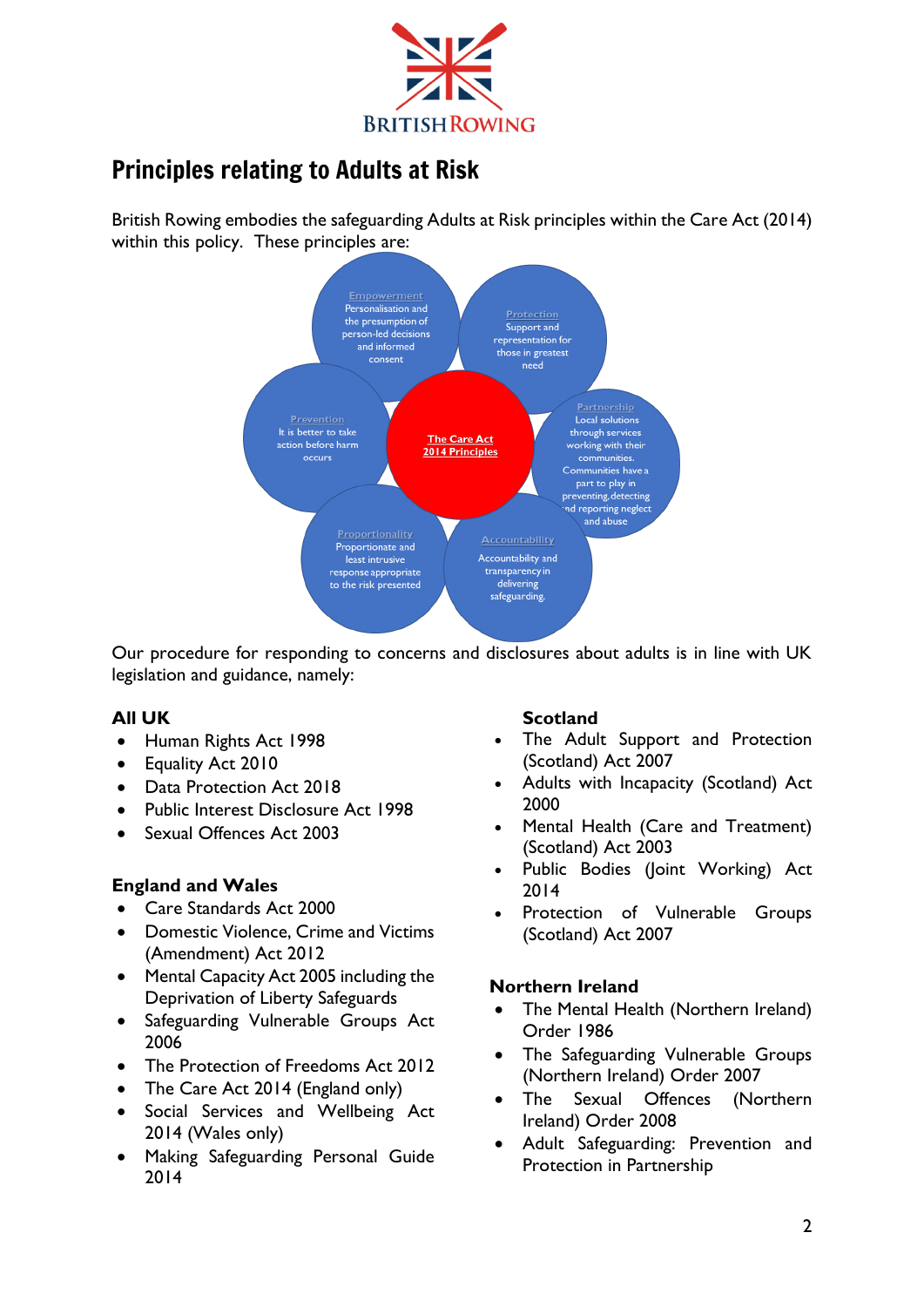# Principles relating to Adults at Risk

British Rowing embodies the safeguarding Adults at Risk principles within the Care Act (2014) within this policy. These principles are:

**The Care Act 2014 Principles**

- **Empowerment** – Personalisation and the presumption of person-led decisions and informed consent
- **Protection** – Support and representation for those in greatest need
- **Partnership** – Local solutions through services working with their communities. Communities have a part to play in preventing, detecting and reporting neglect and abuse
- **Accountability** – Accountability and transparency in delivering safeguarding.
- **Proportionality** – Proportionate and least intrusive response appropriate to the risk presented
- **Prevention** – It is better to take action before harm occurs

Our procedure for responding to concerns and disclosures about adults is in line with UK legislation and guidance, namely:

**All UK**

- Human Rights Act 1998
- Equality Act 2010
- Data Protection Act 2018
- Public Interest Disclosure Act 1998
- Sexual Offences Act 2003

**England and Wales**

- Care Standards Act 2000
- Domestic Violence, Crime and Victims (Amendment) Act 2012
- Mental Capacity Act 2005 including the Deprivation of Liberty Safeguards
- Safeguarding Vulnerable Groups Act 2006
- The Protection of Freedoms Act 2012
- The Care Act 2014 (England only)
- Social Services and Wellbeing Act 2014 (Wales only)
- Making Safeguarding Personal Guide 2014

**Scotland**

- The Adult Support and Protection (Scotland) Act 2007
- Adults with Incapacity (Scotland) Act 2000
- Mental Health (Care and Treatment) (Scotland) Act 2003
- Public Bodies (Joint Working) Act 2014
- Protection of Vulnerable Groups (Scotland) Act 2007

**Northern Ireland**

- The Mental Health (Northern Ireland) Order 1986
- The Safeguarding Vulnerable Groups (Northern Ireland) Order 2007
- The Sexual Offences (Northern Ireland) Order 2008
- Adult Safeguarding: Prevention and Protection in Partnership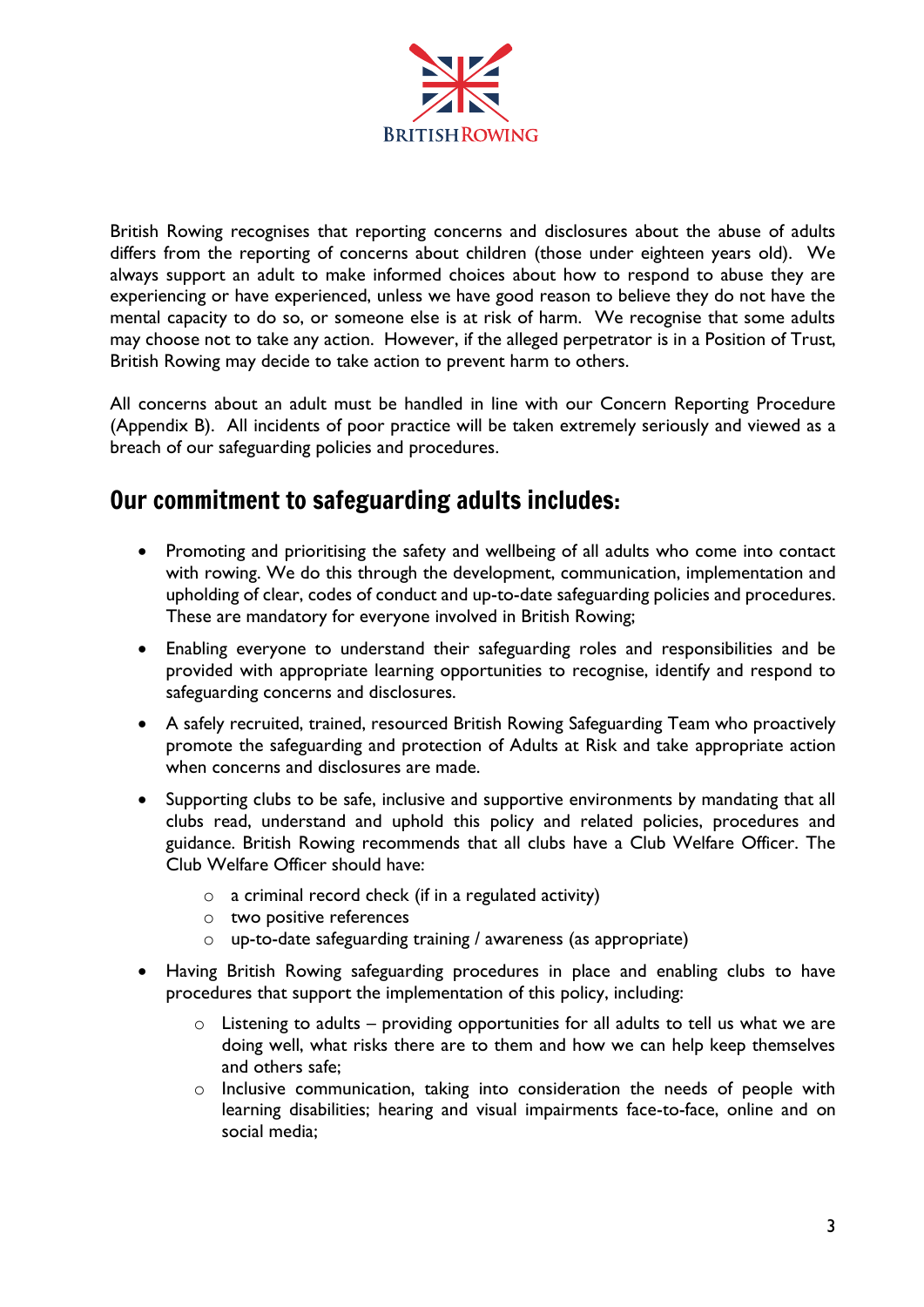British Rowing recognises that reporting concerns and disclosures about the abuse of adults differs from the reporting of concerns about children (those under eighteen years old). We always support an adult to make informed choices about how to respond to abuse they are experiencing or have experienced, unless we have good reason to believe they do not have the mental capacity to do so, or someone else is at risk of harm. We recognise that some adults may choose not to take any action. However, if the alleged perpetrator is in a Position of Trust, British Rowing may decide to take action to prevent harm to others.

All concerns about an adult must be handled in line with our Concern Reporting Procedure (Appendix B). All incidents of poor practice will be taken extremely seriously and viewed as a breach of our safeguarding policies and procedures.

## Our commitment to safeguarding adults includes:

- Promoting and prioritising the safety and wellbeing of all adults who come into contact with rowing. We do this through the development, communication, implementation and upholding of clear, codes of conduct and up-to-date safeguarding policies and procedures. These are mandatory for everyone involved in British Rowing;
- Enabling everyone to understand their safeguarding roles and responsibilities and be provided with appropriate learning opportunities to recognise, identify and respond to safeguarding concerns and disclosures.
- A safely recruited, trained, resourced British Rowing Safeguarding Team who proactively promote the safeguarding and protection of Adults at Risk and take appropriate action when concerns and disclosures are made.
- Supporting clubs to be safe, inclusive and supportive environments by mandating that all clubs read, understand and uphold this policy and related policies, procedures and guidance. British Rowing recommends that all clubs have a Club Welfare Officer. The Club Welfare Officer should have:
    - a criminal record check (if in a regulated activity)
    - two positive references
    - up-to-date safeguarding training / awareness (as appropriate)
- Having British Rowing safeguarding procedures in place and enabling clubs to have procedures that support the implementation of this policy, including:
    - Listening to adults – providing opportunities for all adults to tell us what we are doing well, what risks there are to them and how we can help keep themselves and others safe;
    - Inclusive communication, taking into consideration the needs of people with learning disabilities; hearing and visual impairments face-to-face, online and on social media;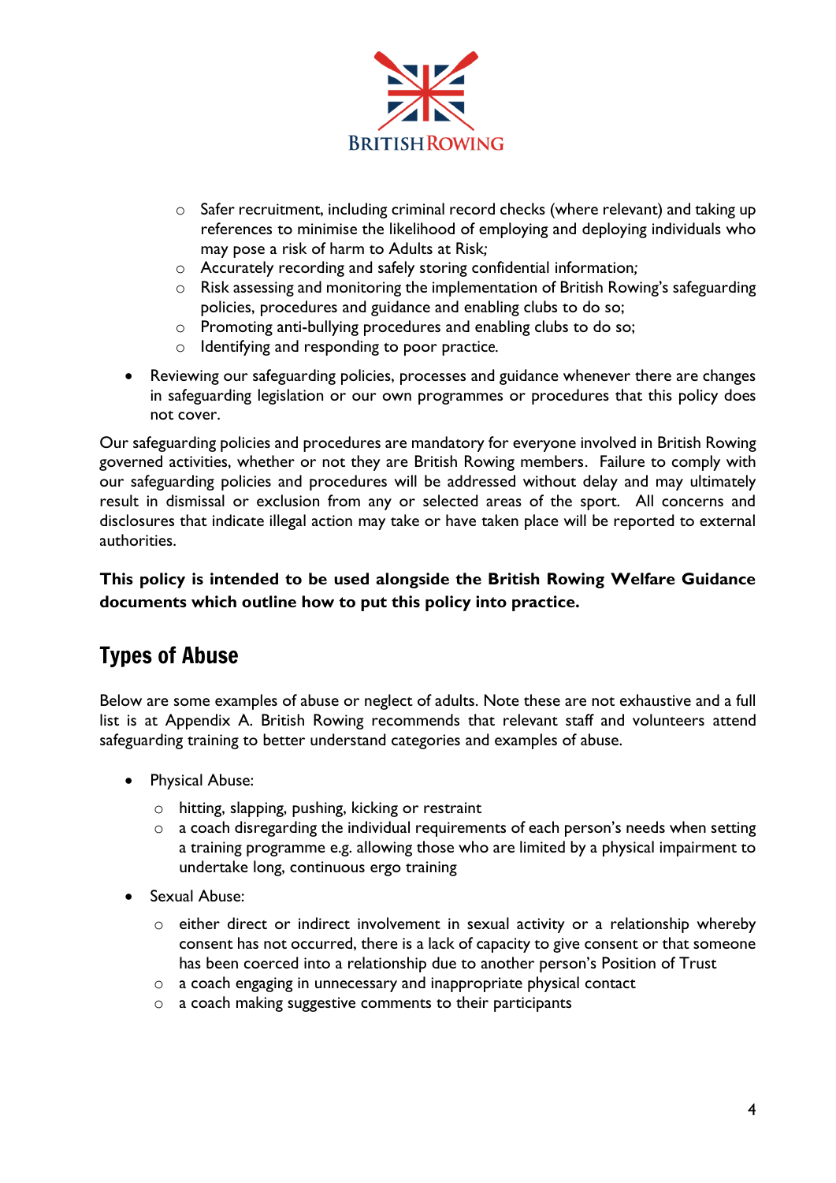- Safer recruitment, including criminal record checks (where relevant) and taking up references to minimise the likelihood of employing and deploying individuals who may pose a risk of harm to Adults at Risk;
  - Accurately recording and safely storing confidential information;
  - Risk assessing and monitoring the implementation of British Rowing's safeguarding policies, procedures and guidance and enabling clubs to do so;
  - Promoting anti-bullying procedures and enabling clubs to do so;
  - Identifying and responding to poor practice.

- Reviewing our safeguarding policies, processes and guidance whenever there are changes in safeguarding legislation or our own programmes or procedures that this policy does not cover.

Our safeguarding policies and procedures are mandatory for everyone involved in British Rowing governed activities, whether or not they are British Rowing members. Failure to comply with our safeguarding policies and procedures will be addressed without delay and may ultimately result in dismissal or exclusion from any or selected areas of the sport. All concerns and disclosures that indicate illegal action may take or have taken place will be reported to external authorities.

**This policy is intended to be used alongside the British Rowing Welfare Guidance documents which outline how to put this policy into practice.**

## Types of Abuse

Below are some examples of abuse or neglect of adults. Note these are not exhaustive and a full list is at Appendix A. British Rowing recommends that relevant staff and volunteers attend safeguarding training to better understand categories and examples of abuse.

- Physical Abuse:
  - hitting, slapping, pushing, kicking or restraint
  - a coach disregarding the individual requirements of each person's needs when setting a training programme e.g. allowing those who are limited by a physical impairment to undertake long, continuous ergo training

- Sexual Abuse:
  - either direct or indirect involvement in sexual activity or a relationship whereby consent has not occurred, there is a lack of capacity to give consent or that someone has been coerced into a relationship due to another person's Position of Trust
  - a coach engaging in unnecessary and inappropriate physical contact
  - a coach making suggestive comments to their participants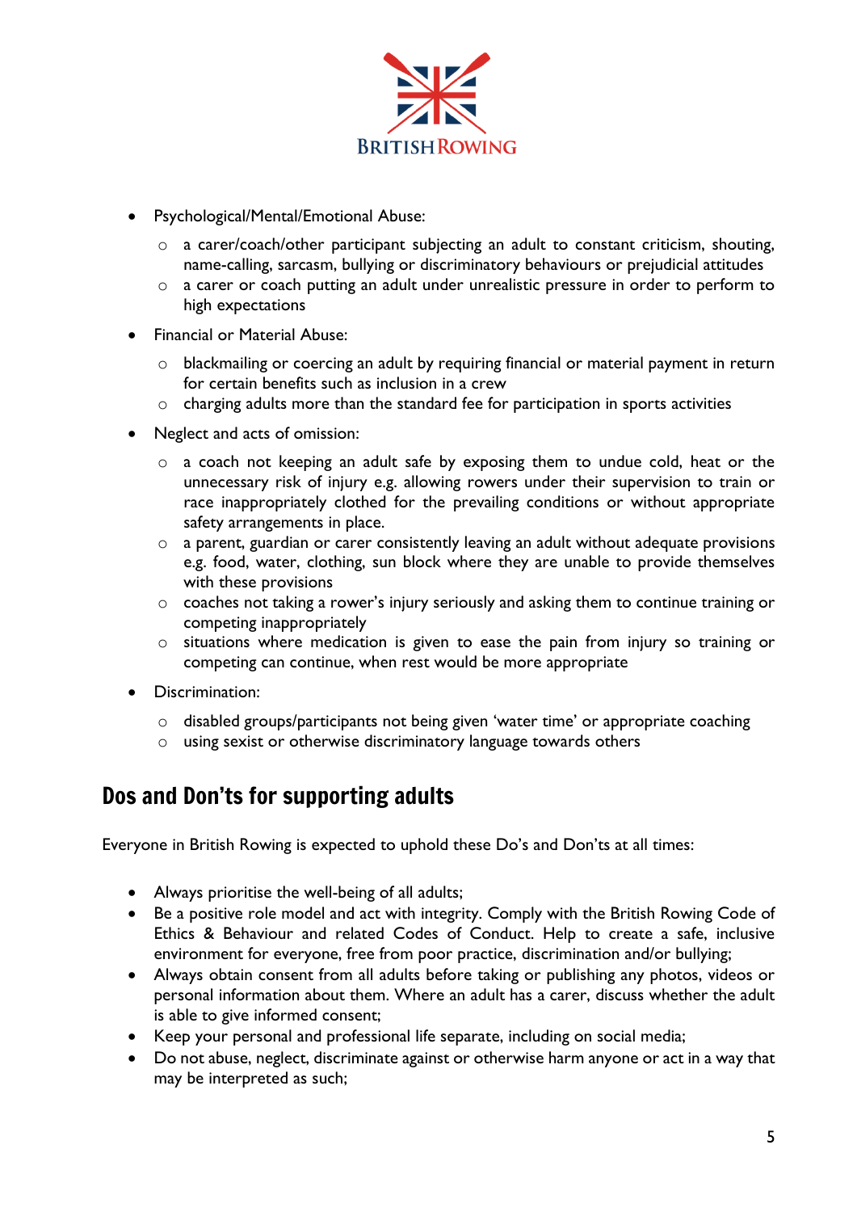- Psychological/Mental/Emotional Abuse:
  - a carer/coach/other participant subjecting an adult to constant criticism, shouting, name-calling, sarcasm, bullying or discriminatory behaviours or prejudicial attitudes
  - a carer or coach putting an adult under unrealistic pressure in order to perform to high expectations
- Financial or Material Abuse:
  - blackmailing or coercing an adult by requiring financial or material payment in return for certain benefits such as inclusion in a crew
  - charging adults more than the standard fee for participation in sports activities
- Neglect and acts of omission:
  - a coach not keeping an adult safe by exposing them to undue cold, heat or the unnecessary risk of injury e.g. allowing rowers under their supervision to train or race inappropriately clothed for the prevailing conditions or without appropriate safety arrangements in place.
  - a parent, guardian or carer consistently leaving an adult without adequate provisions e.g. food, water, clothing, sun block where they are unable to provide themselves with these provisions
  - coaches not taking a rower's injury seriously and asking them to continue training or competing inappropriately
  - situations where medication is given to ease the pain from injury so training or competing can continue, when rest would be more appropriate
- Discrimination:
  - disabled groups/participants not being given 'water time' or appropriate coaching
  - using sexist or otherwise discriminatory language towards others

## Dos and Don'ts for supporting adults

Everyone in British Rowing is expected to uphold these Do's and Don'ts at all times:

- Always prioritise the well-being of all adults;
- Be a positive role model and act with integrity. Comply with the British Rowing Code of Ethics & Behaviour and related Codes of Conduct. Help to create a safe, inclusive environment for everyone, free from poor practice, discrimination and/or bullying;
- Always obtain consent from all adults before taking or publishing any photos, videos or personal information about them. Where an adult has a carer, discuss whether the adult is able to give informed consent;
- Keep your personal and professional life separate, including on social media;
- Do not abuse, neglect, discriminate against or otherwise harm anyone or act in a way that may be interpreted as such;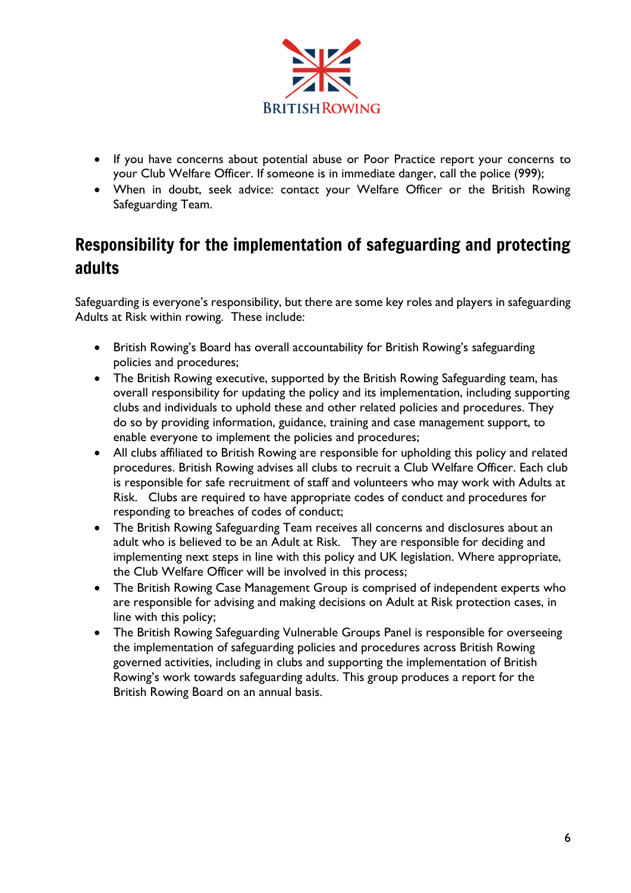- If you have concerns about potential abuse or Poor Practice report your concerns to your Club Welfare Officer. If someone is in immediate danger, call the police (999);
- When in doubt, seek advice: contact your Welfare Officer or the British Rowing Safeguarding Team.

## Responsibility for the implementation of safeguarding and protecting adults

Safeguarding is everyone's responsibility, but there are some key roles and players in safeguarding Adults at Risk within rowing. These include:

- British Rowing's Board has overall accountability for British Rowing's safeguarding policies and procedures;
- The British Rowing executive, supported by the British Rowing Safeguarding team, has overall responsibility for updating the policy and its implementation, including supporting clubs and individuals to uphold these and other related policies and procedures. They do so by providing information, guidance, training and case management support, to enable everyone to implement the policies and procedures;
- All clubs affiliated to British Rowing are responsible for upholding this policy and related procedures. British Rowing advises all clubs to recruit a Club Welfare Officer. Each club is responsible for safe recruitment of staff and volunteers who may work with Adults at Risk. Clubs are required to have appropriate codes of conduct and procedures for responding to breaches of codes of conduct;
- The British Rowing Safeguarding Team receives all concerns and disclosures about an adult who is believed to be an Adult at Risk. They are responsible for deciding and implementing next steps in line with this policy and UK legislation. Where appropriate, the Club Welfare Officer will be involved in this process;
- The British Rowing Case Management Group is comprised of independent experts who are responsible for advising and making decisions on Adult at Risk protection cases, in line with this policy;
- The British Rowing Safeguarding Vulnerable Groups Panel is responsible for overseeing the implementation of safeguarding policies and procedures across British Rowing governed activities, including in clubs and supporting the implementation of British Rowing's work towards safeguarding adults. This group produces a report for the British Rowing Board on an annual basis.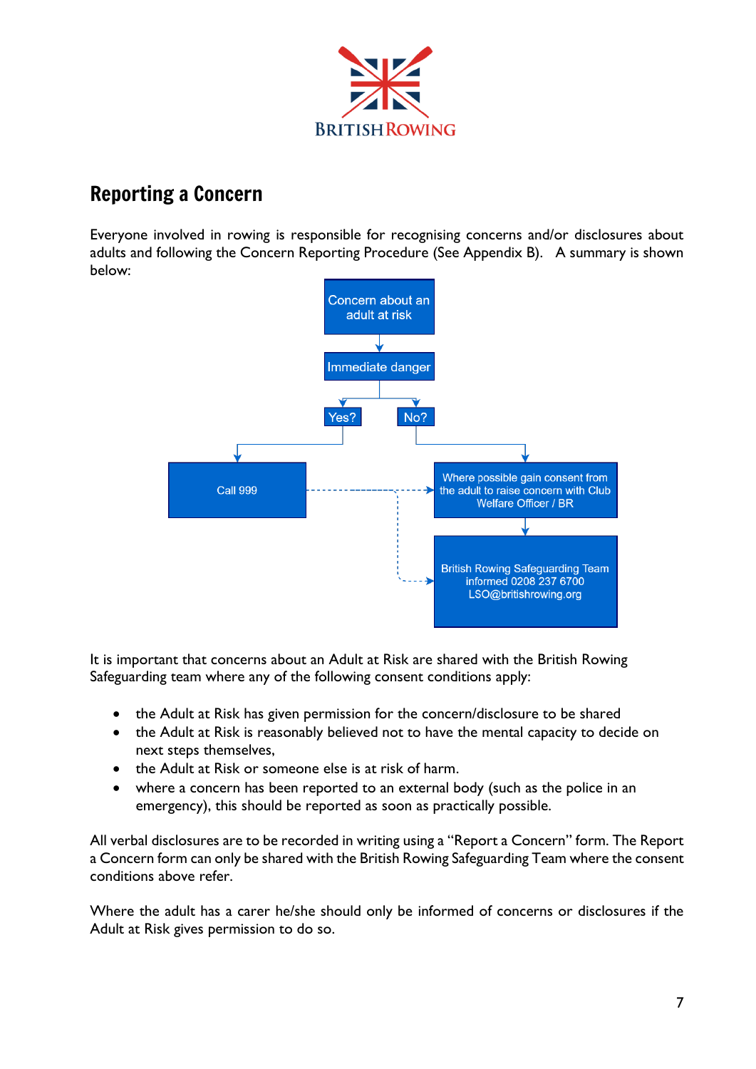## Reporting a Concern

Everyone involved in rowing is responsible for recognising concerns and/or disclosures about adults and following the Concern Reporting Procedure (See Appendix B). A summary is shown below:

Concern about an adult at risk

Immediate danger

Yes? → Call 999

No? → Where possible gain consent from the adult to raise concern with Club Welfare Officer / BR

British Rowing Safeguarding Team informed 0208 237 6700 LSO@britishrowing.org

It is important that concerns about an Adult at Risk are shared with the British Rowing Safeguarding team where any of the following consent conditions apply:

- the Adult at Risk has given permission for the concern/disclosure to be shared
- the Adult at Risk is reasonably believed not to have the mental capacity to decide on next steps themselves,
- the Adult at Risk or someone else is at risk of harm.
- where a concern has been reported to an external body (such as the police in an emergency), this should be reported as soon as practically possible.

All verbal disclosures are to be recorded in writing using a "Report a Concern" form. The Report a Concern form can only be shared with the British Rowing Safeguarding Team where the consent conditions above refer.

Where the adult has a carer he/she should only be informed of concerns or disclosures if the Adult at Risk gives permission to do so.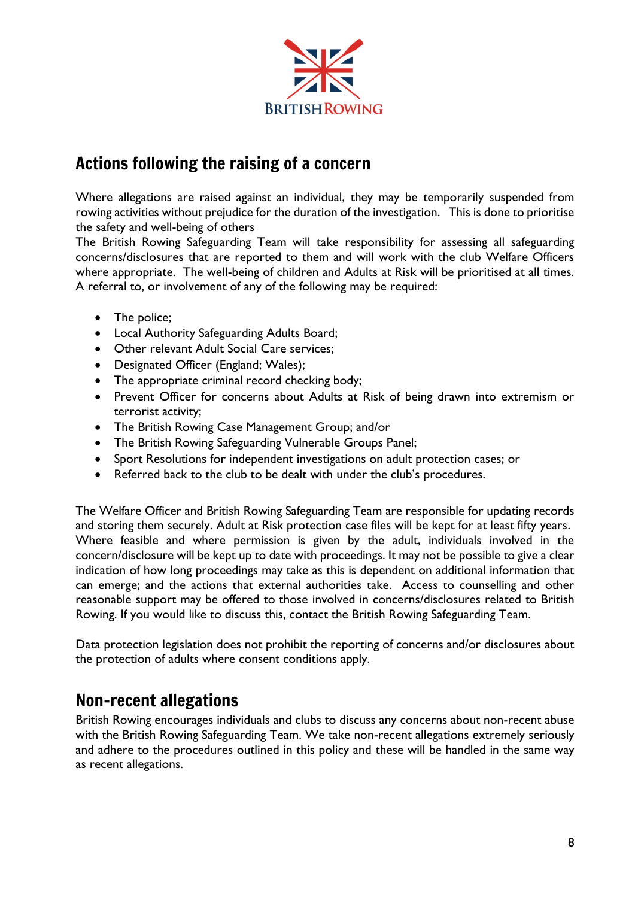## Actions following the raising of a concern

Where allegations are raised against an individual, they may be temporarily suspended from rowing activities without prejudice for the duration of the investigation. This is done to prioritise the safety and well-being of others

The British Rowing Safeguarding Team will take responsibility for assessing all safeguarding concerns/disclosures that are reported to them and will work with the club Welfare Officers where appropriate. The well-being of children and Adults at Risk will be prioritised at all times. A referral to, or involvement of any of the following may be required:

- The police;
- Local Authority Safeguarding Adults Board;
- Other relevant Adult Social Care services;
- Designated Officer (England; Wales);
- The appropriate criminal record checking body;
- Prevent Officer for concerns about Adults at Risk of being drawn into extremism or terrorist activity;
- The British Rowing Case Management Group; and/or
- The British Rowing Safeguarding Vulnerable Groups Panel;
- Sport Resolutions for independent investigations on adult protection cases; or
- Referred back to the club to be dealt with under the club's procedures.

The Welfare Officer and British Rowing Safeguarding Team are responsible for updating records and storing them securely. Adult at Risk protection case files will be kept for at least fifty years. Where feasible and where permission is given by the adult, individuals involved in the concern/disclosure will be kept up to date with proceedings. It may not be possible to give a clear indication of how long proceedings may take as this is dependent on additional information that can emerge; and the actions that external authorities take. Access to counselling and other reasonable support may be offered to those involved in concerns/disclosures related to British Rowing. If you would like to discuss this, contact the British Rowing Safeguarding Team.

Data protection legislation does not prohibit the reporting of concerns and/or disclosures about the protection of adults where consent conditions apply.

## Non-recent allegations

British Rowing encourages individuals and clubs to discuss any concerns about non-recent abuse with the British Rowing Safeguarding Team. We take non-recent allegations extremely seriously and adhere to the procedures outlined in this policy and these will be handled in the same way as recent allegations.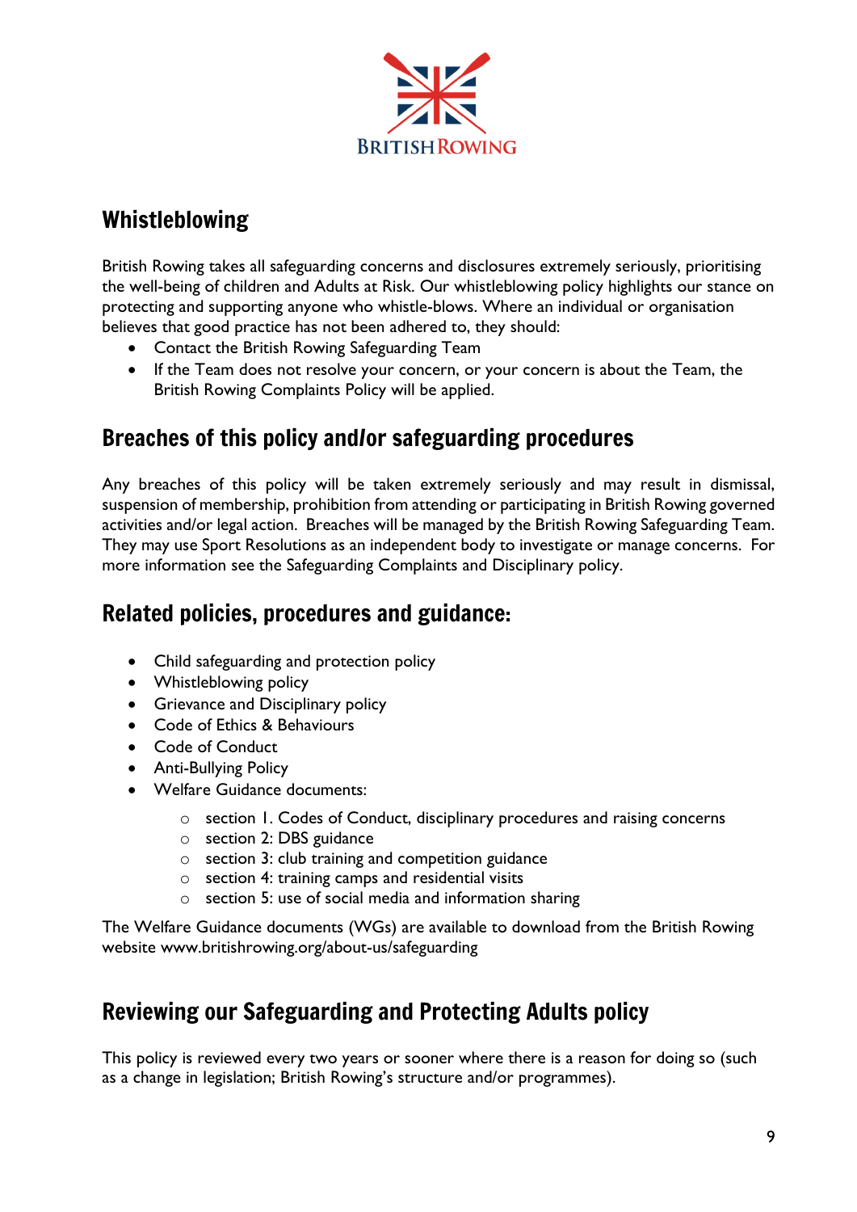## Whistleblowing

British Rowing takes all safeguarding concerns and disclosures extremely seriously, prioritising the well-being of children and Adults at Risk. Our whistleblowing policy highlights our stance on protecting and supporting anyone who whistle-blows. Where an individual or organisation believes that good practice has not been adhered to, they should:

- Contact the British Rowing Safeguarding Team
- If the Team does not resolve your concern, or your concern is about the Team, the British Rowing Complaints Policy will be applied.

## Breaches of this policy and/or safeguarding procedures

Any breaches of this policy will be taken extremely seriously and may result in dismissal, suspension of membership, prohibition from attending or participating in British Rowing governed activities and/or legal action. Breaches will be managed by the British Rowing Safeguarding Team. They may use Sport Resolutions as an independent body to investigate or manage concerns. For more information see the Safeguarding Complaints and Disciplinary policy.

## Related policies, procedures and guidance:

- Child safeguarding and protection policy
- Whistleblowing policy
- Grievance and Disciplinary policy
- Code of Ethics & Behaviours
- Code of Conduct
- Anti-Bullying Policy
- Welfare Guidance documents:
  - section 1. Codes of Conduct, disciplinary procedures and raising concerns
  - section 2: DBS guidance
  - section 3: club training and competition guidance
  - section 4: training camps and residential visits
  - section 5: use of social media and information sharing

The Welfare Guidance documents (WGs) are available to download from the British Rowing website www.britishrowing.org/about-us/safeguarding

## Reviewing our Safeguarding and Protecting Adults policy

This policy is reviewed every two years or sooner where there is a reason for doing so (such as a change in legislation; British Rowing's structure and/or programmes).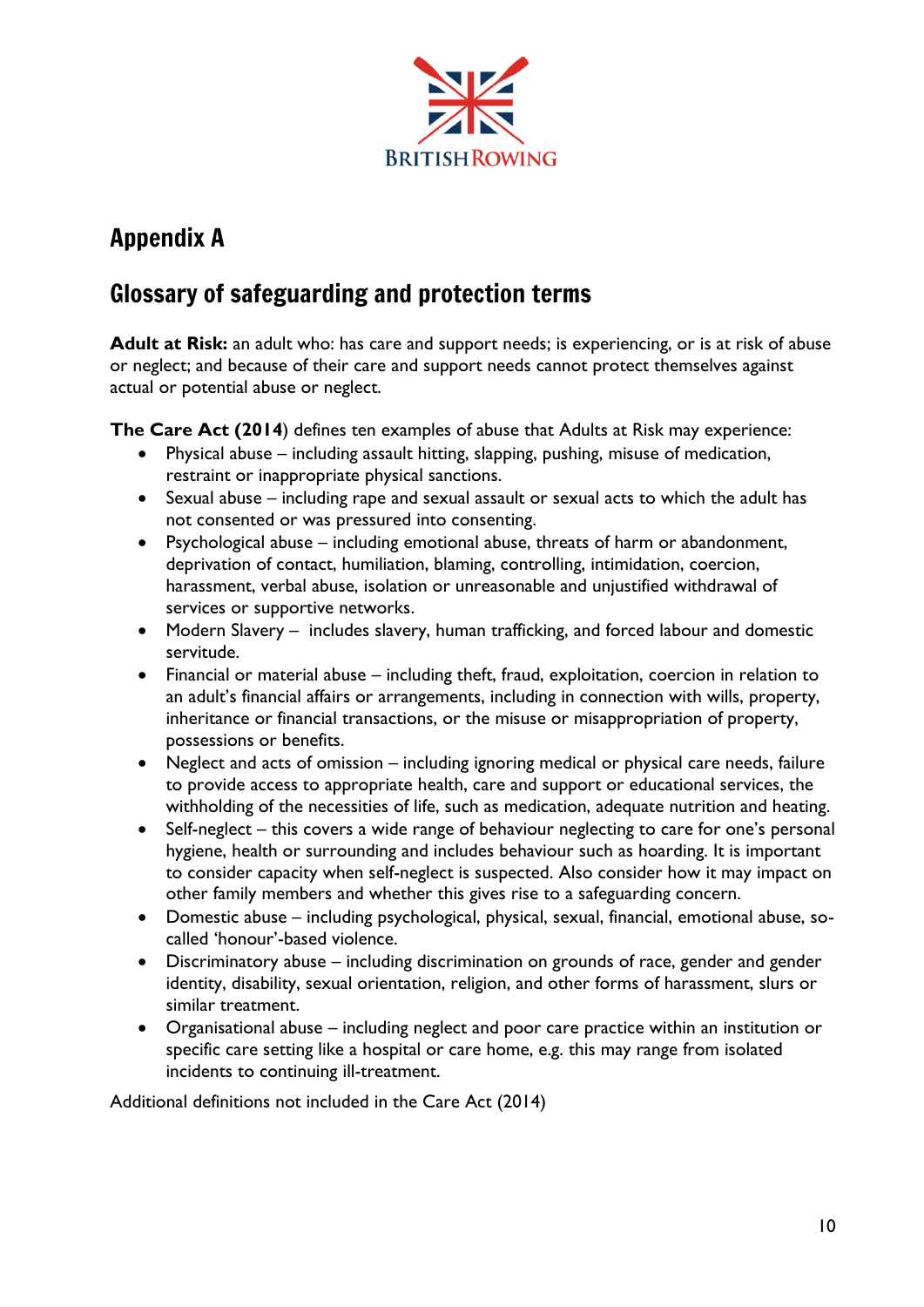# Appendix A

## Glossary of safeguarding and protection terms

**Adult at Risk:** an adult who: has care and support needs; is experiencing, or is at risk of abuse or neglect; and because of their care and support needs cannot protect themselves against actual or potential abuse or neglect.

**The Care Act (2014**) defines ten examples of abuse that Adults at Risk may experience:

- Physical abuse – including assault hitting, slapping, pushing, misuse of medication, restraint or inappropriate physical sanctions.
- Sexual abuse – including rape and sexual assault or sexual acts to which the adult has not consented or was pressured into consenting.
- Psychological abuse – including emotional abuse, threats of harm or abandonment, deprivation of contact, humiliation, blaming, controlling, intimidation, coercion, harassment, verbal abuse, isolation or unreasonable and unjustified withdrawal of services or supportive networks.
- Modern Slavery – includes slavery, human trafficking, and forced labour and domestic servitude.
- Financial or material abuse – including theft, fraud, exploitation, coercion in relation to an adult's financial affairs or arrangements, including in connection with wills, property, inheritance or financial transactions, or the misuse or misappropriation of property, possessions or benefits.
- Neglect and acts of omission – including ignoring medical or physical care needs, failure to provide access to appropriate health, care and support or educational services, the withholding of the necessities of life, such as medication, adequate nutrition and heating.
- Self-neglect – this covers a wide range of behaviour neglecting to care for one's personal hygiene, health or surrounding and includes behaviour such as hoarding. It is important to consider capacity when self-neglect is suspected. Also consider how it may impact on other family members and whether this gives rise to a safeguarding concern.
- Domestic abuse – including psychological, physical, sexual, financial, emotional abuse, so-called 'honour'-based violence.
- Discriminatory abuse – including discrimination on grounds of race, gender and gender identity, disability, sexual orientation, religion, and other forms of harassment, slurs or similar treatment.
- Organisational abuse – including neglect and poor care practice within an institution or specific care setting like a hospital or care home, e.g. this may range from isolated incidents to continuing ill-treatment.

Additional definitions not included in the Care Act (2014)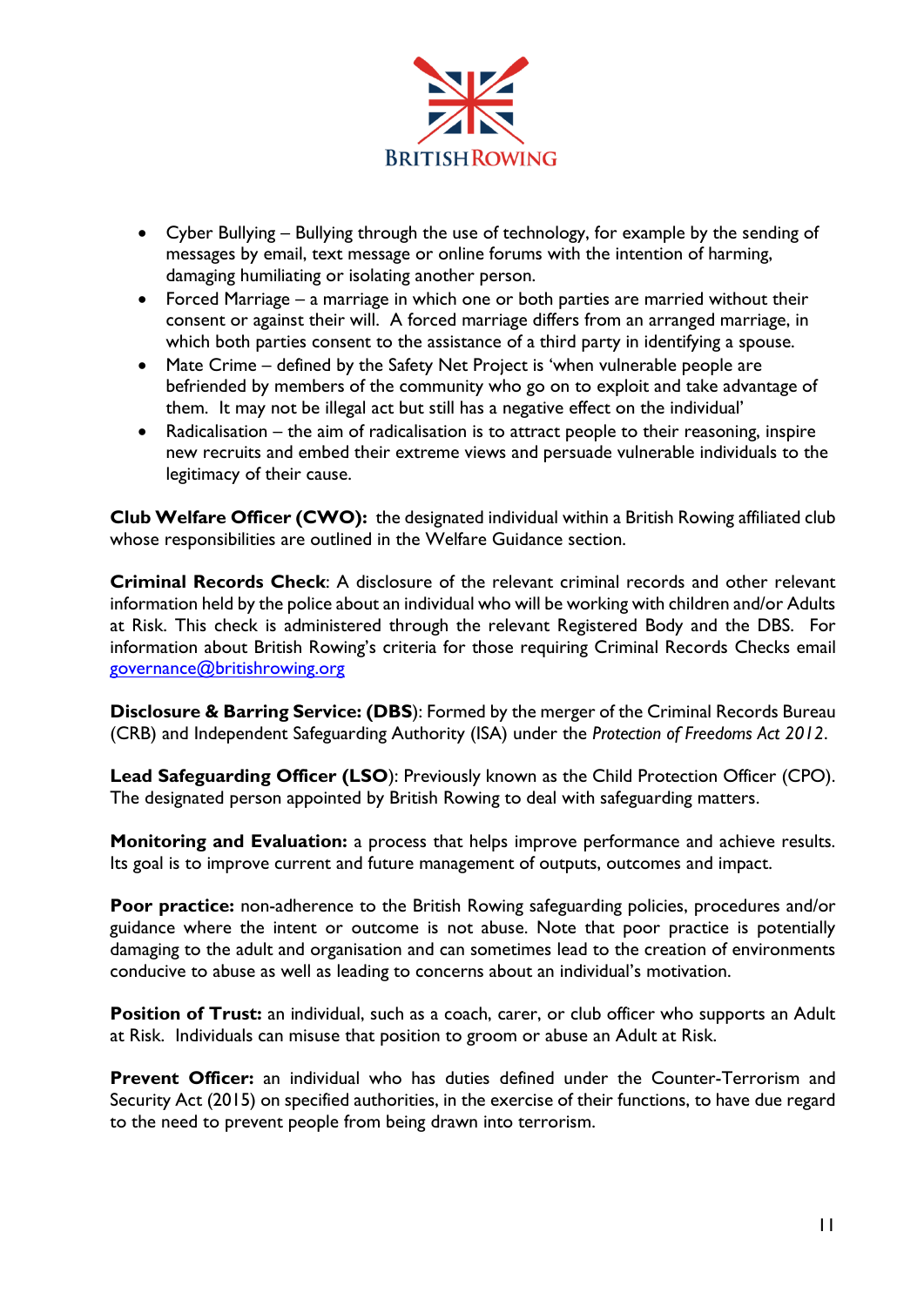- Cyber Bullying – Bullying through the use of technology, for example by the sending of messages by email, text message or online forums with the intention of harming, damaging humiliating or isolating another person.
- Forced Marriage – a marriage in which one or both parties are married without their consent or against their will. A forced marriage differs from an arranged marriage, in which both parties consent to the assistance of a third party in identifying a spouse.
- Mate Crime – defined by the Safety Net Project is 'when vulnerable people are befriended by members of the community who go on to exploit and take advantage of them. It may not be illegal act but still has a negative effect on the individual'
- Radicalisation – the aim of radicalisation is to attract people to their reasoning, inspire new recruits and embed their extreme views and persuade vulnerable individuals to the legitimacy of their cause.

**Club Welfare Officer (CWO):** the designated individual within a British Rowing affiliated club whose responsibilities are outlined in the Welfare Guidance section.

**Criminal Records Check**: A disclosure of the relevant criminal records and other relevant information held by the police about an individual who will be working with children and/or Adults at Risk. This check is administered through the relevant Registered Body and the DBS. For information about British Rowing's criteria for those requiring Criminal Records Checks email governance@britishrowing.org

**Disclosure & Barring Service: (DBS)**: Formed by the merger of the Criminal Records Bureau (CRB) and Independent Safeguarding Authority (ISA) under the *Protection of Freedoms Act 2012*.

**Lead Safeguarding Officer (LSO)**: Previously known as the Child Protection Officer (CPO). The designated person appointed by British Rowing to deal with safeguarding matters.

**Monitoring and Evaluation:** a process that helps improve performance and achieve results. Its goal is to improve current and future management of outputs, outcomes and impact.

**Poor practice:** non-adherence to the British Rowing safeguarding policies, procedures and/or guidance where the intent or outcome is not abuse. Note that poor practice is potentially damaging to the adult and organisation and can sometimes lead to the creation of environments conducive to abuse as well as leading to concerns about an individual's motivation.

**Position of Trust:** an individual, such as a coach, carer, or club officer who supports an Adult at Risk. Individuals can misuse that position to groom or abuse an Adult at Risk.

**Prevent Officer:** an individual who has duties defined under the Counter-Terrorism and Security Act (2015) on specified authorities, in the exercise of their functions, to have due regard to the need to prevent people from being drawn into terrorism.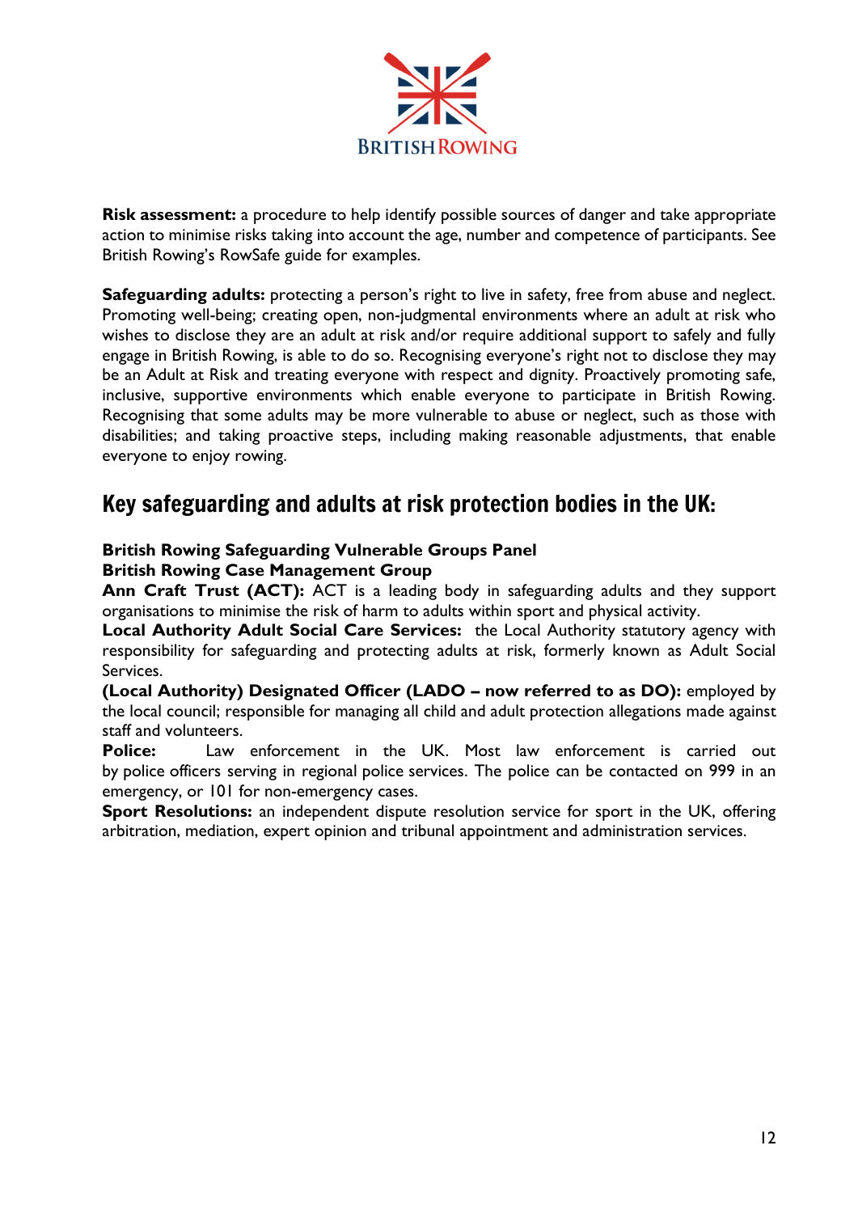**Risk assessment:** a procedure to help identify possible sources of danger and take appropriate action to minimise risks taking into account the age, number and competence of participants. See British Rowing's RowSafe guide for examples.

**Safeguarding adults:** protecting a person's right to live in safety, free from abuse and neglect. Promoting well-being; creating open, non-judgmental environments where an adult at risk who wishes to disclose they are an adult at risk and/or require additional support to safely and fully engage in British Rowing, is able to do so. Recognising everyone's right not to disclose they may be an Adult at Risk and treating everyone with respect and dignity. Proactively promoting safe, inclusive, supportive environments which enable everyone to participate in British Rowing. Recognising that some adults may be more vulnerable to abuse or neglect, such as those with disabilities; and taking proactive steps, including making reasonable adjustments, that enable everyone to enjoy rowing.

## Key safeguarding and adults at risk protection bodies in the UK:

**British Rowing Safeguarding Vulnerable Groups Panel**
**British Rowing Case Management Group**
**Ann Craft Trust (ACT):** ACT is a leading body in safeguarding adults and they support organisations to minimise the risk of harm to adults within sport and physical activity.
**Local Authority Adult Social Care Services:** the Local Authority statutory agency with responsibility for safeguarding and protecting adults at risk, formerly known as Adult Social Services.
**(Local Authority) Designated Officer (LADO – now referred to as DO):** employed by the local council; responsible for managing all child and adult protection allegations made against staff and volunteers.
**Police:** Law enforcement in the UK. Most law enforcement is carried out by police officers serving in regional police services. The police can be contacted on 999 in an emergency, or 101 for non-emergency cases.
**Sport Resolutions:** an independent dispute resolution service for sport in the UK, offering arbitration, mediation, expert opinion and tribunal appointment and administration services.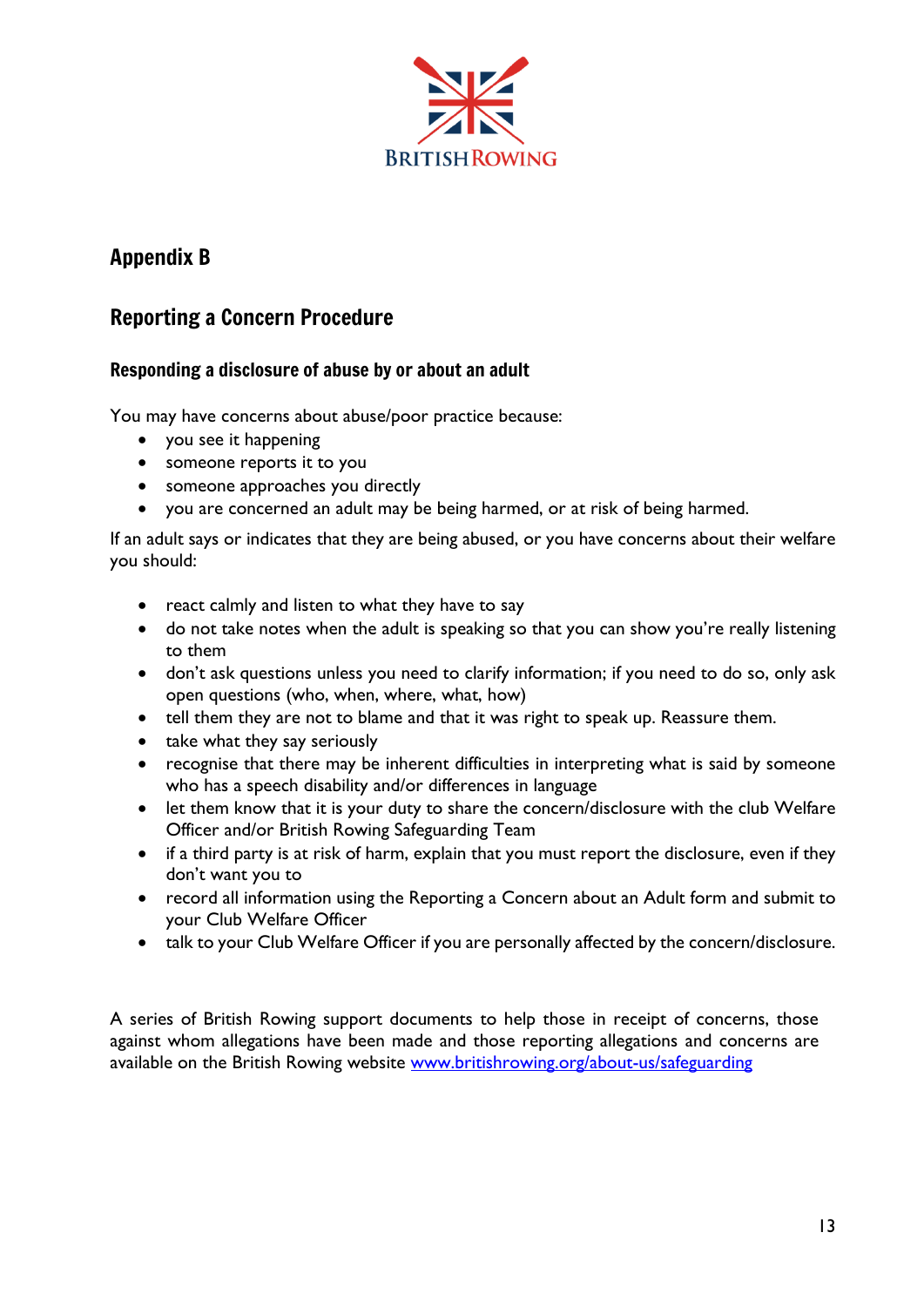## Appendix B

## Reporting a Concern Procedure

### Responding a disclosure of abuse by or about an adult

You may have concerns about abuse/poor practice because:

- you see it happening
- someone reports it to you
- someone approaches you directly
- you are concerned an adult may be being harmed, or at risk of being harmed.

If an adult says or indicates that they are being abused, or you have concerns about their welfare you should:

- react calmly and listen to what they have to say
- do not take notes when the adult is speaking so that you can show you're really listening to them
- don't ask questions unless you need to clarify information; if you need to do so, only ask open questions (who, when, where, what, how)
- tell them they are not to blame and that it was right to speak up. Reassure them.
- take what they say seriously
- recognise that there may be inherent difficulties in interpreting what is said by someone who has a speech disability and/or differences in language
- let them know that it is your duty to share the concern/disclosure with the club Welfare Officer and/or British Rowing Safeguarding Team
- if a third party is at risk of harm, explain that you must report the disclosure, even if they don't want you to
- record all information using the Reporting a Concern about an Adult form and submit to your Club Welfare Officer
- talk to your Club Welfare Officer if you are personally affected by the concern/disclosure.

A series of British Rowing support documents to help those in receipt of concerns, those against whom allegations have been made and those reporting allegations and concerns are available on the British Rowing website [www.britishrowing.org/about-us/safeguarding](www.britishrowing.org/about-us/safeguarding)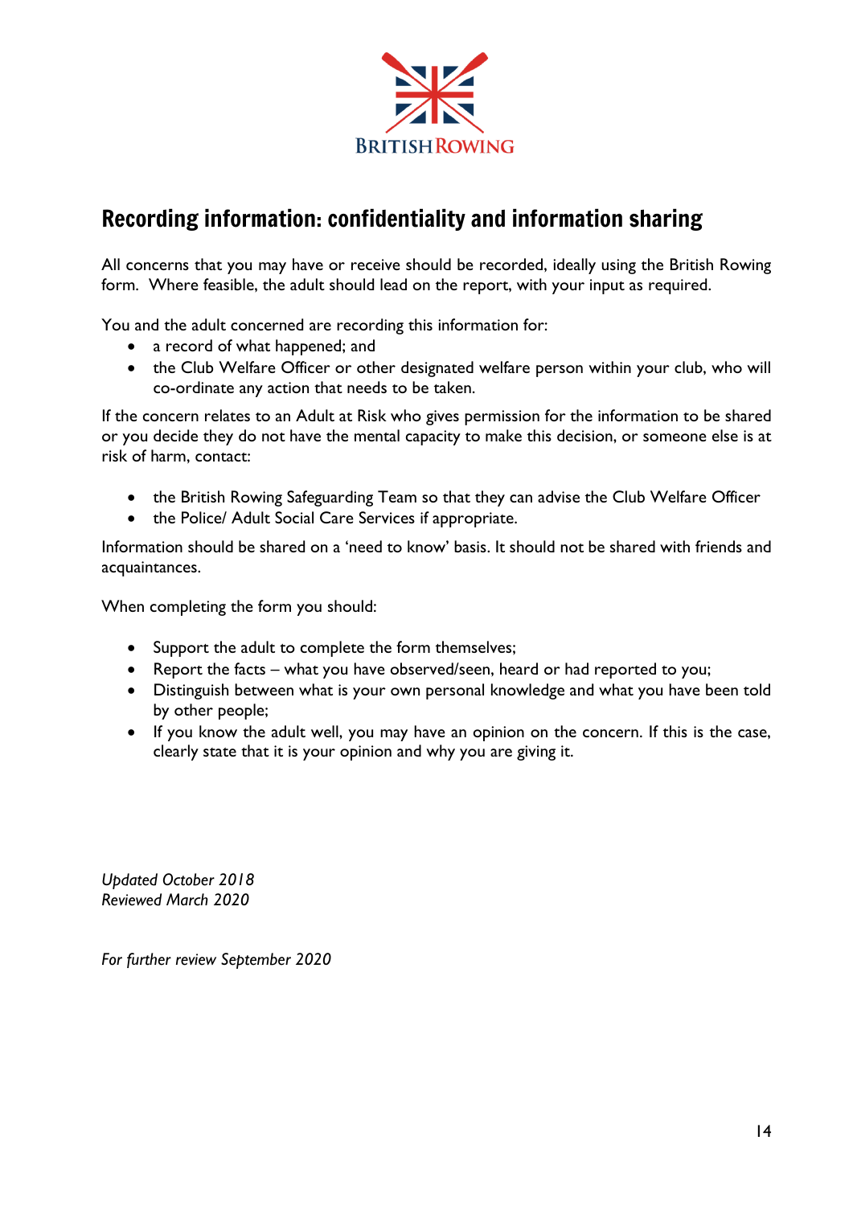BRITISH ROWING

## Recording information: confidentiality and information sharing

All concerns that you may have or receive should be recorded, ideally using the British Rowing form. Where feasible, the adult should lead on the report, with your input as required.

You and the adult concerned are recording this information for:

- a record of what happened; and
- the Club Welfare Officer or other designated welfare person within your club, who will co-ordinate any action that needs to be taken.

If the concern relates to an Adult at Risk who gives permission for the information to be shared or you decide they do not have the mental capacity to make this decision, or someone else is at risk of harm, contact:

- the British Rowing Safeguarding Team so that they can advise the Club Welfare Officer
- the Police/ Adult Social Care Services if appropriate.

Information should be shared on a 'need to know' basis. It should not be shared with friends and acquaintances.

When completing the form you should:

- Support the adult to complete the form themselves;
- Report the facts – what you have observed/seen, heard or had reported to you;
- Distinguish between what is your own personal knowledge and what you have been told by other people;
- If you know the adult well, you may have an opinion on the concern. If this is the case, clearly state that it is your opinion and why you are giving it.

*Updated October 2018*
*Reviewed March 2020*

*For further review September 2020*